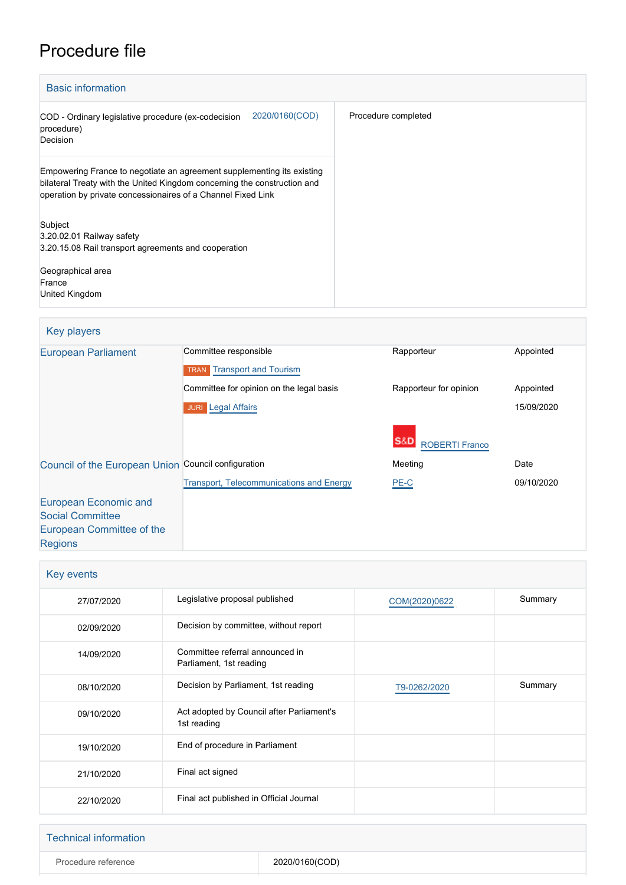# Procedure file

## Basic information

| | |
|---|---|
| COD - Ordinary legislative procedure (ex-codecision procedure) Decision 2020/0160(COD) | Procedure completed |
| Empowering France to negotiate an agreement supplementing its existing bilateral Treaty with the United Kingdom concerning the construction and operation by private concessionaires of a Channel Fixed Link | |
| Subject<br>3.20.02.01 Railway safety<br>3.20.15.08 Rail transport agreements and cooperation | |
| Geographical area<br>France<br>United Kingdom | |

## Key players

| | | | |
|---|---|---|---|
| European Parliament | Committee responsible | Rapporteur | Appointed |
| | TRAN Transport and Tourism | | |
| | Committee for opinion on the legal basis | Rapporteur for opinion | Appointed |
| | JURI Legal Affairs | | 15/09/2020 |
| | | S&D ROBERTI Franco | |
| Council of the European Union | Council configuration | Meeting | Date |
| | Transport, Telecommunications and Energy | PE-C | 09/10/2020 |
| European Economic and Social Committee<br>European Committee of the Regions | | | |

## Key events

| | | | |
|---|---|---|---|
| 27/07/2020 | Legislative proposal published | COM(2020)0622 | Summary |
| 02/09/2020 | Decision by committee, without report | | |
| 14/09/2020 | Committee referral announced in Parliament, 1st reading | | |
| 08/10/2020 | Decision by Parliament, 1st reading | T9-0262/2020 | Summary |
| 09/10/2020 | Act adopted by Council after Parliament's 1st reading | | |
| 19/10/2020 | End of procedure in Parliament | | |
| 21/10/2020 | Final act signed | | |
| 22/10/2020 | Final act published in Official Journal | | |

## Technical information

| | |
|---|---|
| Procedure reference | 2020/0160(COD) |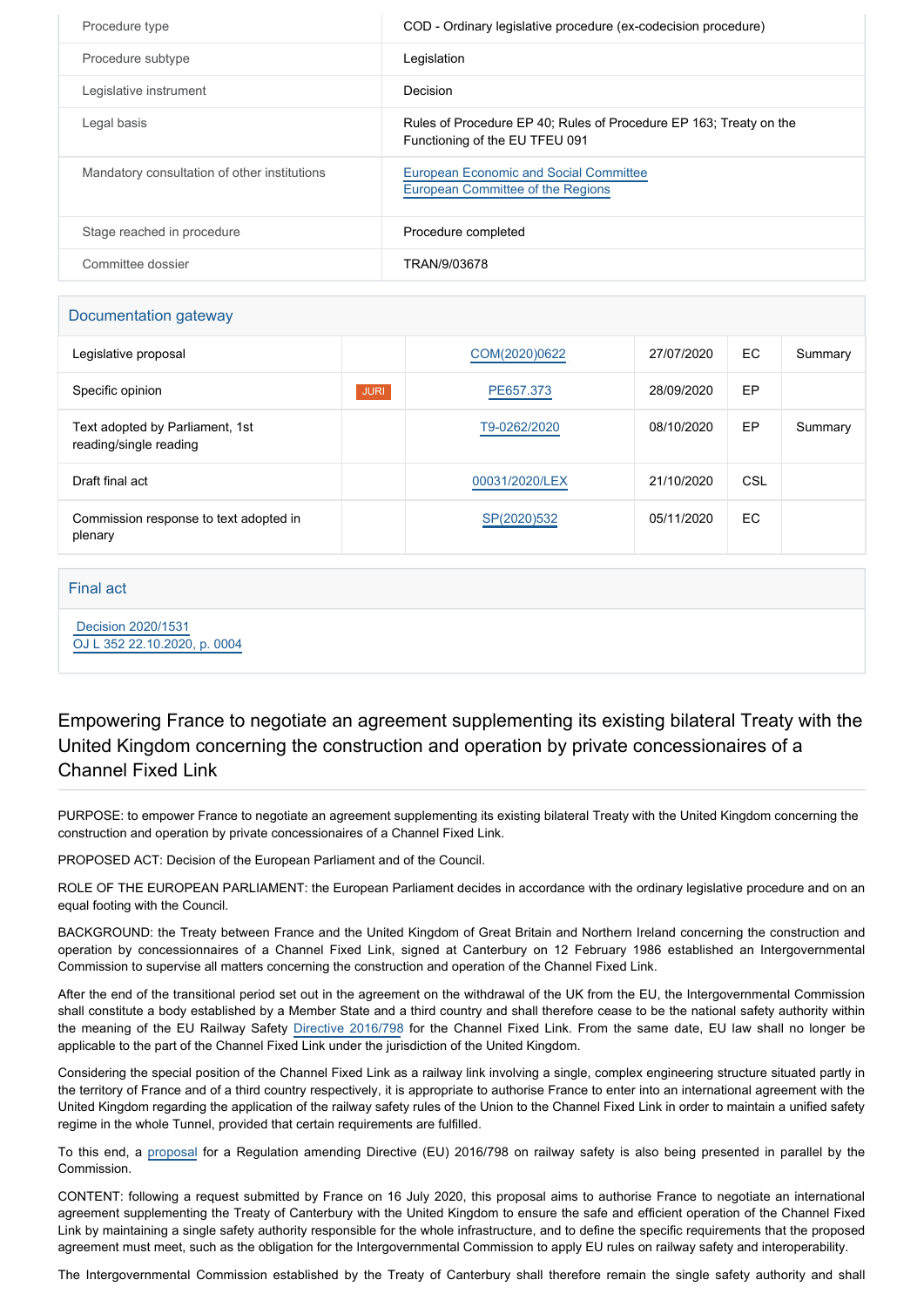| Procedure type | COD - Ordinary legislative procedure (ex-codecision procedure) |
| --- | --- |
| Procedure subtype | Legislation |
| Legislative instrument | Decision |
| Legal basis | Rules of Procedure EP 40; Rules of Procedure EP 163; Treaty on the Functioning of the EU TFEU 091 |
| Mandatory consultation of other institutions | European Economic and Social Committee<br>European Committee of the Regions |
| Stage reached in procedure | Procedure completed |
| Committee dossier | TRAN/9/03678 |

## Documentation gateway

| Legislative proposal | | COM(2020)0622 | 27/07/2020 | EC | Summary |
| --- | --- | --- | --- | --- | --- |
| Specific opinion | JURI | PE657.373 | 28/09/2020 | EP | |
| Text adopted by Parliament, 1st reading/single reading | | T9-0262/2020 | 08/10/2020 | EP | Summary |
| Draft final act | | 00031/2020/LEX | 21/10/2020 | CSL | |
| Commission response to text adopted in plenary | | SP(2020)532 | 05/11/2020 | EC | |

## Final act

Decision 2020/1531
OJ L 352 22.10.2020, p. 0004

## Empowering France to negotiate an agreement supplementing its existing bilateral Treaty with the United Kingdom concerning the construction and operation by private concessionaires of a Channel Fixed Link

PURPOSE: to empower France to negotiate an agreement supplementing its existing bilateral Treaty with the United Kingdom concerning the construction and operation by private concessionaires of a Channel Fixed Link.

PROPOSED ACT: Decision of the European Parliament and of the Council.

ROLE OF THE EUROPEAN PARLIAMENT: the European Parliament decides in accordance with the ordinary legislative procedure and on an equal footing with the Council.

BACKGROUND: the Treaty between France and the United Kingdom of Great Britain and Northern Ireland concerning the construction and operation by concessionaires of a Channel Fixed Link, signed at Canterbury on 12 February 1986 established an Intergovernmental Commission to supervise all matters concerning the construction and operation of the Channel Fixed Link.

After the end of the transitional period set out in the agreement on the withdrawal of the UK from the EU, the Intergovernmental Commission shall constitute a body established by a Member State and a third country and shall therefore cease to be the national safety authority within the meaning of the EU Railway Safety Directive 2016/798 for the Channel Fixed Link. From the same date, EU law shall no longer be applicable to the part of the Channel Fixed Link under the jurisdiction of the United Kingdom.

Considering the special position of the Channel Fixed Link as a railway link involving a single, complex engineering structure situated partly in the territory of France and of a third country respectively, it is appropriate to authorise France to enter into an international agreement with the United Kingdom regarding the application of the railway safety rules of the Union to the Channel Fixed Link in order to maintain a unified safety regime in the whole Tunnel, provided that certain requirements are fulfilled.

To this end, a proposal for a Regulation amending Directive (EU) 2016/798 on railway safety is also being presented in parallel by the Commission.

CONTENT: following a request submitted by France on 16 July 2020, this proposal aims to authorise France to negotiate an international agreement supplementing the Treaty of Canterbury with the United Kingdom to ensure the safe and efficient operation of the Channel Fixed Link by maintaining a single safety authority responsible for the whole infrastructure, and to define the specific requirements that the proposed agreement must meet, such as the obligation for the Intergovernmental Commission to apply EU rules on railway safety and interoperability.

The Intergovernmental Commission established by the Treaty of Canterbury shall therefore remain the single safety authority and shall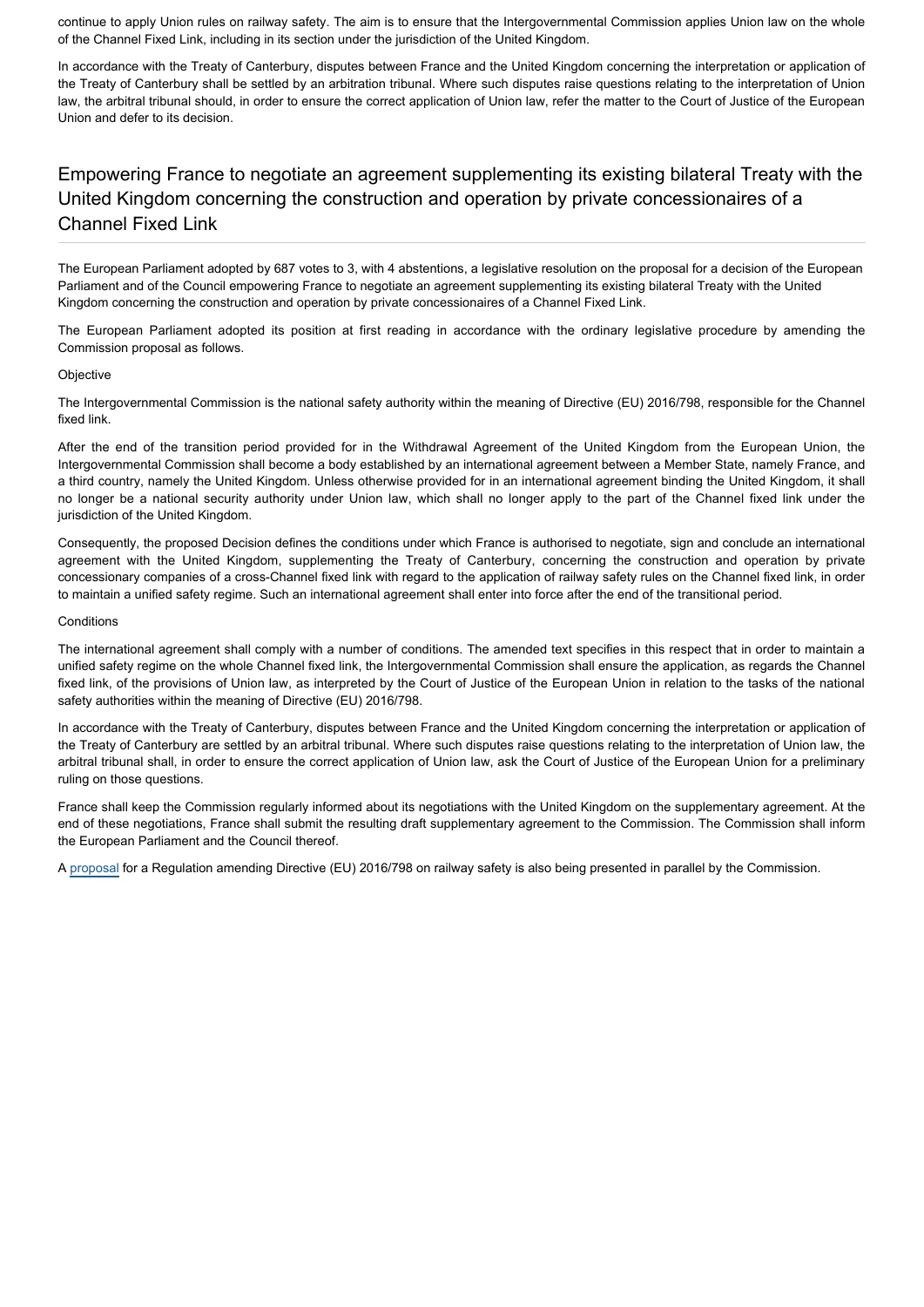continue to apply Union rules on railway safety. The aim is to ensure that the Intergovernmental Commission applies Union law on the whole of the Channel Fixed Link, including in its section under the jurisdiction of the United Kingdom.

In accordance with the Treaty of Canterbury, disputes between France and the United Kingdom concerning the interpretation or application of the Treaty of Canterbury shall be settled by an arbitration tribunal. Where such disputes raise questions relating to the interpretation of Union law, the arbitral tribunal should, in order to ensure the correct application of Union law, refer the matter to the Court of Justice of the European Union and defer to its decision.

## Empowering France to negotiate an agreement supplementing its existing bilateral Treaty with the United Kingdom concerning the construction and operation by private concessionaires of a Channel Fixed Link

The European Parliament adopted by 687 votes to 3, with 4 abstentions, a legislative resolution on the proposal for a decision of the European Parliament and of the Council empowering France to negotiate an agreement supplementing its existing bilateral Treaty with the United Kingdom concerning the construction and operation by private concessionaires of a Channel Fixed Link.

The European Parliament adopted its position at first reading in accordance with the ordinary legislative procedure by amending the Commission proposal as follows.

Objective

The Intergovernmental Commission is the national safety authority within the meaning of Directive (EU) 2016/798, responsible for the Channel fixed link.

After the end of the transition period provided for in the Withdrawal Agreement of the United Kingdom from the European Union, the Intergovernmental Commission shall become a body established by an international agreement between a Member State, namely France, and a third country, namely the United Kingdom. Unless otherwise provided for in an international agreement binding the United Kingdom, it shall no longer be a national security authority under Union law, which shall no longer apply to the part of the Channel fixed link under the jurisdiction of the United Kingdom.

Consequently, the proposed Decision defines the conditions under which France is authorised to negotiate, sign and conclude an international agreement with the United Kingdom, supplementing the Treaty of Canterbury, concerning the construction and operation by private concessionary companies of a cross-Channel fixed link with regard to the application of railway safety rules on the Channel fixed link, in order to maintain a unified safety regime. Such an international agreement shall enter into force after the end of the transitional period.

Conditions

The international agreement shall comply with a number of conditions. The amended text specifies in this respect that in order to maintain a unified safety regime on the whole Channel fixed link, the Intergovernmental Commission shall ensure the application, as regards the Channel fixed link, of the provisions of Union law, as interpreted by the Court of Justice of the European Union in relation to the tasks of the national safety authorities within the meaning of Directive (EU) 2016/798.

In accordance with the Treaty of Canterbury, disputes between France and the United Kingdom concerning the interpretation or application of the Treaty of Canterbury are settled by an arbitral tribunal. Where such disputes raise questions relating to the interpretation of Union law, the arbitral tribunal shall, in order to ensure the correct application of Union law, ask the Court of Justice of the European Union for a preliminary ruling on those questions.

France shall keep the Commission regularly informed about its negotiations with the United Kingdom on the supplementary agreement. At the end of these negotiations, France shall submit the resulting draft supplementary agreement to the Commission. The Commission shall inform the European Parliament and the Council thereof.

A proposal for a Regulation amending Directive (EU) 2016/798 on railway safety is also being presented in parallel by the Commission.